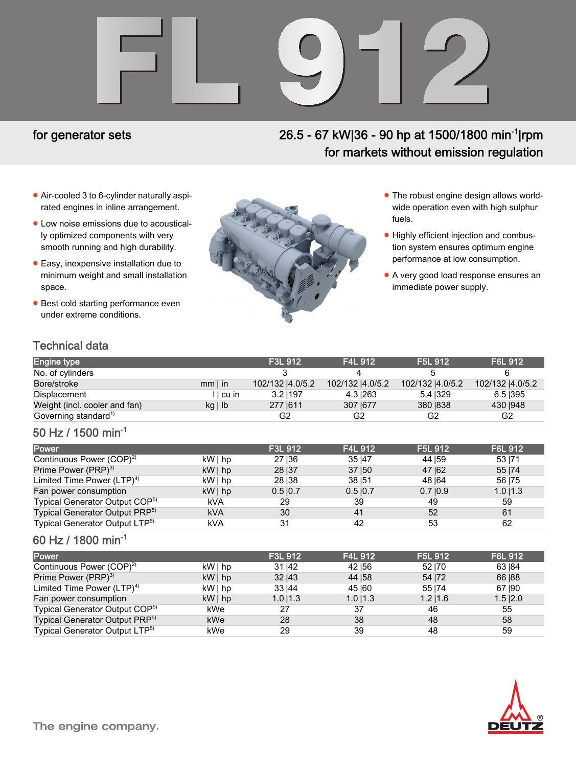# FL 912

for generator sets

26.5 - 67 kW|36 - 90 hp at 1500/1800 $min^{-1}$|rpm
for markets without emission regulation

- Air-cooled 3 to 6-cylinder naturally aspirated engines in inline arrangement.
- Low noise emissions due to acoustically optimized components with very smooth running and high durability.
- Easy, inexpensive installation due to minimum weight and small installation space.
- Best cold starting performance even under extreme conditions.
- The robust engine design allows worldwide operation even with high sulphur fuels.
- Highly efficient injection and combustion system ensures optimum engine performance at low consumption.
- A very good load response ensures an immediate power supply.

## Technical data

| Engine type | | F3L 912 | F4L 912 | F5L 912 | F6L 912 |
|---|---|---|---|---|---|
| No. of cylinders | | 3 | 4 | 5 | 6 |
| Bore/stroke | mm \| in | 102/132 \|4.0/5.2 | 102/132 \|4.0/5.2 | 102/132 \|4.0/5.2 | 102/132 \|4.0/5.2 |
| Displacement | l \| cu in | 3.2 \|197 | 4.3 \|263 | 5.4 \|329 | 6.5 \|395 |
| Weight (incl. cooler and fan) | kg \| lb | 277 \|611 | 307 \|677 | 380 \|838 | 430 \|948 |
| Governing standard[1] | | G2 | G2 | G2 | G2 |

## 50 Hz / 1500 $min^{-1}$

| Power | | F3L 912 | F4L 912 | F5L 912 | F6L 912 |
|---|---|---|---|---|---|
| Continuous Power (COP)[2] | kW \| hp | 27 \|36 | 35 \|47 | 44 \|59 | 53 \|71 |
| Prime Power (PRP)[3] | kW \| hp | 28 \|37 | 37 \|50 | 47 \|62 | 55 \|74 |
| Limited Time Power (LTP)[4] | kW \| hp | 28 \|38 | 38 \|51 | 48 \|64 | 56 \|75 |
| Fan power consumption | kW \| hp | 0.5 \|0.7 | 0.5 \|0.7 | 0.7 \|0.9 | 1.0 \|1.3 |
| Typical Generator Output COP[5] | kVA | 29 | 39 | 49 | 59 |
| Typical Generator Output PRP[5] | kVA | 30 | 41 | 52 | 61 |
| Typical Generator Output LTP[5] | kVA | 31 | 42 | 53 | 62 |

## 60 Hz / 1800 $min^{-1}$

| Power | | F3L 912 | F4L 912 | F5L 912 | F6L 912 |
|---|---|---|---|---|---|
| Continuous Power (COP)[2] | kW \| hp | 31 \|42 | 42 \|56 | 52 \|70 | 63 \|84 |
| Prime Power (PRP)[3] | kW \| hp | 32 \|43 | 44 \|58 | 54 \|72 | 66 \|88 |
| Limited Time Power (LTP)[4] | kW \| hp | 33 \|44 | 45 \|60 | 55 \|74 | 67 \|90 |
| Fan power consumption | kW \| hp | 1.0 \|1.3 | 1.0 \|1.3 | 1.2 \|1.6 | 1.5 \|2.0 |
| Typical Generator Output COP[5] | kWe | 27 | 37 | 46 | 55 |
| Typical Generator Output PRP[5] | kWe | 28 | 38 | 48 | 58 |
| Typical Generator Output LTP[5] | kWe | 29 | 39 | 48 | 59 |

The engine company.

DEUTZ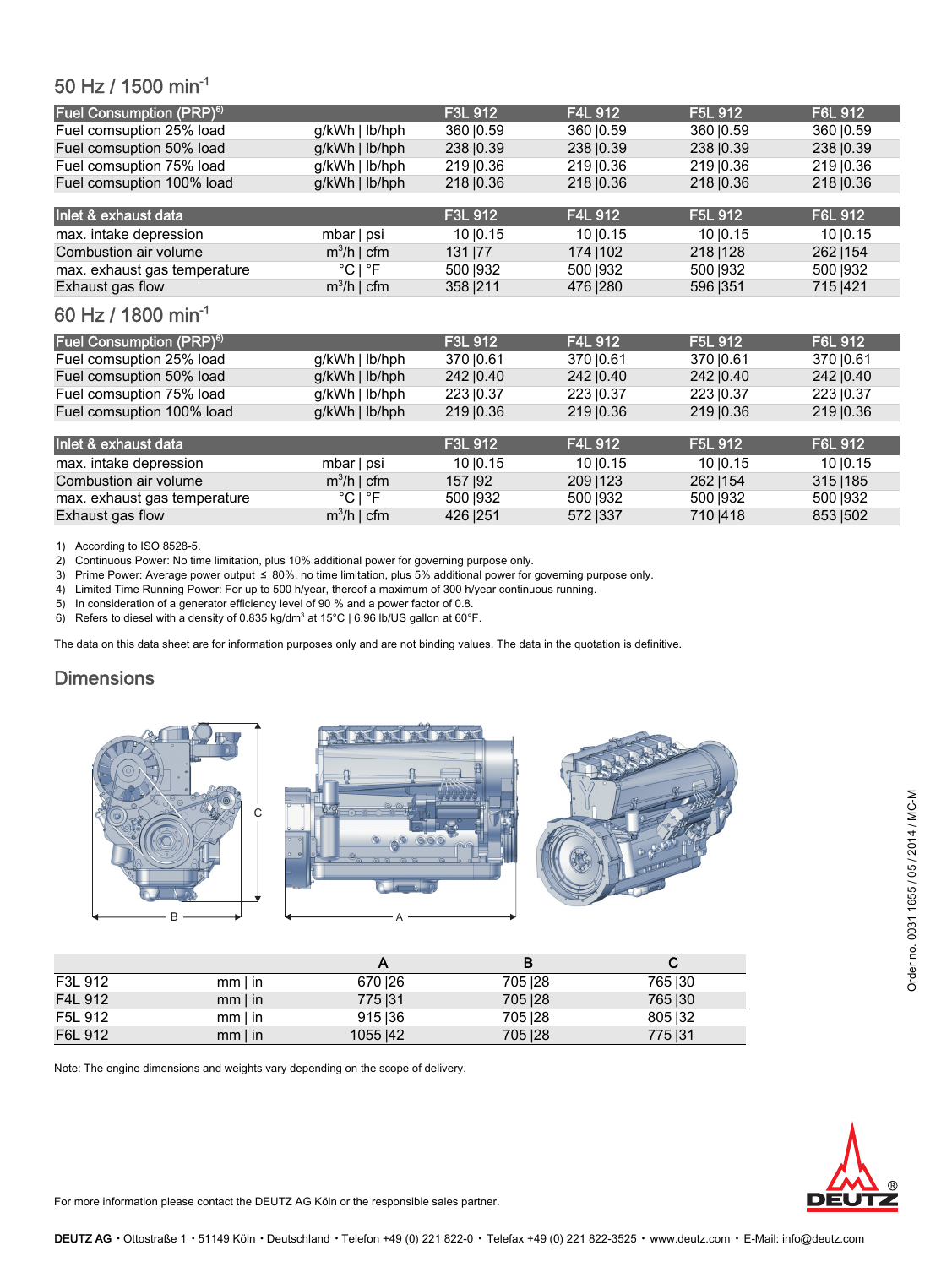## 50 Hz / 1500 min$^{-1}$

| Fuel Consumption (PRP)[6] | | F3L 912 | F4L 912 | F5L 912 | F6L 912 |
|---|---|---|---|---|---|
| Fuel comsuption 25% load | g/kWh \| lb/hph | 360 \|0.59 | 360 \|0.59 | 360 \|0.59 | 360 \|0.59 |
| Fuel comsuption 50% load | g/kWh \| lb/hph | 238 \|0.39 | 238 \|0.39 | 238 \|0.39 | 238 \|0.39 |
| Fuel comsuption 75% load | g/kWh \| lb/hph | 219 \|0.36 | 219 \|0.36 | 219 \|0.36 | 219 \|0.36 |
| Fuel comsuption 100% load | g/kWh \| lb/hph | 218 \|0.36 | 218 \|0.36 | 218 \|0.36 | 218 \|0.36 |

| Inlet & exhaust data | | F3L 912 | F4L 912 | F5L 912 | F6L 912 |
|---|---|---|---|---|---|
| max. intake depression | mbar \| psi | 10 \|0.15 | 10 \|0.15 | 10 \|0.15 | 10 \|0.15 |
| Combustion air volume | m$^3$/h \| cfm | 131 \|77 | 174 \|102 | 218 \|128 | 262 \|154 |
| max. exhaust gas temperature | °C \| °F | 500 \|932 | 500 \|932 | 500 \|932 | 500 \|932 |
| Exhaust gas flow | m$^3$/h \| cfm | 358 \|211 | 476 \|280 | 596 \|351 | 715 \|421 |

## 60 Hz / 1800 min$^{-1}$

| Fuel Consumption (PRP)[6] | | F3L 912 | F4L 912 | F5L 912 | F6L 912 |
|---|---|---|---|---|---|
| Fuel comsuption 25% load | g/kWh \| lb/hph | 370 \|0.61 | 370 \|0.61 | 370 \|0.61 | 370 \|0.61 |
| Fuel comsuption 50% load | g/kWh \| lb/hph | 242 \|0.40 | 242 \|0.40 | 242 \|0.40 | 242 \|0.40 |
| Fuel comsuption 75% load | g/kWh \| lb/hph | 223 \|0.37 | 223 \|0.37 | 223 \|0.37 | 223 \|0.37 |
| Fuel comsuption 100% load | g/kWh \| lb/hph | 219 \|0.36 | 219 \|0.36 | 219 \|0.36 | 219 \|0.36 |

| Inlet & exhaust data | | F3L 912 | F4L 912 | F5L 912 | F6L 912 |
|---|---|---|---|---|---|
| max. intake depression | mbar \| psi | 10 \|0.15 | 10 \|0.15 | 10 \|0.15 | 10 \|0.15 |
| Combustion air volume | m$^3$/h \| cfm | 157 \|92 | 209 \|123 | 262 \|154 | 315 \|185 |
| max. exhaust gas temperature | °C \| °F | 500 \|932 | 500 \|932 | 500 \|932 | 500 \|932 |
| Exhaust gas flow | m$^3$/h \| cfm | 426 \|251 | 572 \|337 | 710 \|418 | 853 \|502 |

1) According to ISO 8528-5.
2) Continuous Power: No time limitation, plus 10% additional power for governing purpose only.
3) Prime Power: Average power output ≤ 80%, no time limitation, plus 5% additional power for governing purpose only.
4) Limited Time Running Power: For up to 500 h/year, thereof a maximum of 300 h/year continuous running.
5) In consideration of a generator efficiency level of 90 % and a power factor of 0.8.
6) Refers to diesel with a density of 0.835 kg/dm$^3$ at 15°C | 6.96 lb/US gallon at 60°F.

The data on this data sheet are for information purposes only and are not binding values. The data in the quotation is definitive.

## Dimensions

C

B

A

| | | A | B | C |
|---|---|---|---|---|
| F3L 912 | mm \| in | 670 \|26 | 705 \|28 | 765 \|30 |
| F4L 912 | mm \| in | 775 \|31 | 705 \|28 | 765 \|30 |
| F5L 912 | mm \| in | 915 \|36 | 705 \|28 | 805 \|32 |
| F6L 912 | mm \| in | 1055 \|42 | 705 \|28 | 775 \|31 |

Note: The engine dimensions and weights vary depending on the scope of delivery.

Order no. 0031 1655 / 05 / 2014 / MC-M

For more information please contact the DEUTZ AG Köln or the responsible sales partner.

DEUTZ

**DEUTZ AG** • Ottostraße 1 • 51149 Köln • Deutschland • Telefon +49 (0) 221 822-0 • Telefax +49 (0) 221 822-3525 • www.deutz.com • E-Mail: info@deutz.com